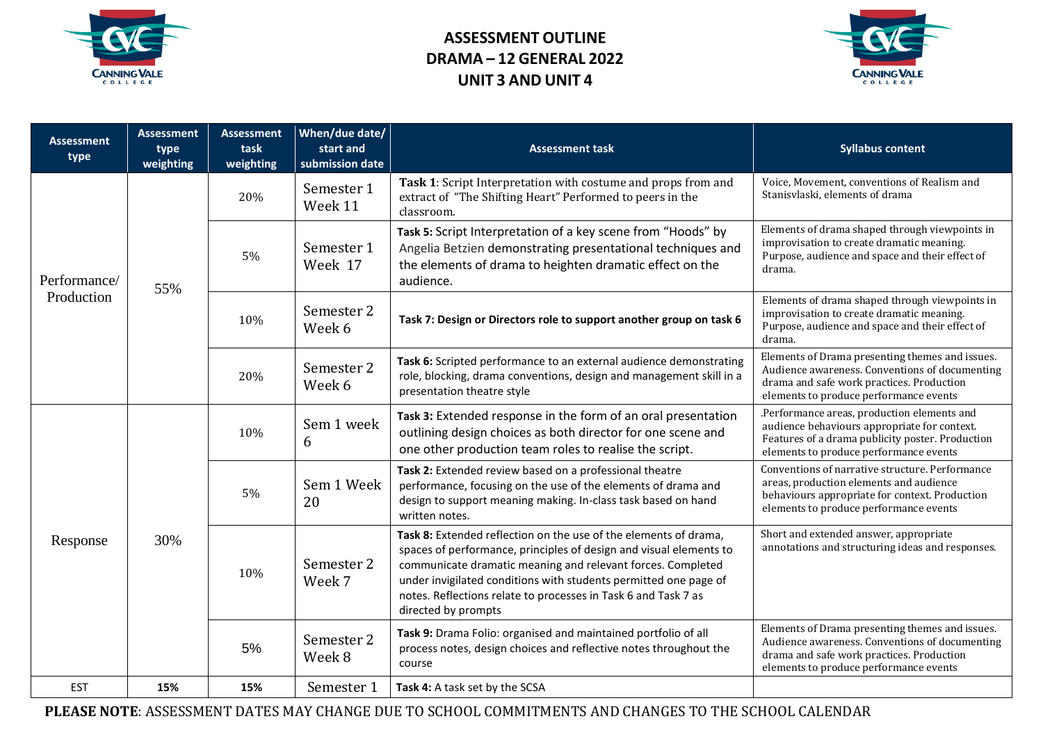# ASSESSMENT OUTLINE
# DRAMA – 12 GENERAL 2022
# UNIT 3 AND UNIT 4

| Assessment type | Assessment type weighting | Assessment task weighting | When/due date/ start and submission date | Assessment task | Syllabus content |
|---|---|---|---|---|---|
| Performance/ Production | 55% | 20% | Semester 1 Week 11 | **Task 1**: Script Interpretation with costume and props from and extract of "The Shifting Heart" Performed to peers in the classroom. | Voice, Movement, conventions of Realism and Stanisvlaski, elements of drama |
| | | 5% | Semester 1 Week 17 | **Task 5:** Script Interpretation of a key scene from "Hoods" by Angelia Betzien demonstrating presentational techniques and the elements of drama to heighten dramatic effect on the audience. | Elements of drama shaped through viewpoints in improvisation to create dramatic meaning. Purpose, audience and space and their effect of drama. |
| | | 10% | Semester 2 Week 6 | **Task 7: Design or Directors role to support another group on task 6** | Elements of drama shaped through viewpoints in improvisation to create dramatic meaning. Purpose, audience and space and their effect of drama. |
| | | 20% | Semester 2 Week 6 | **Task 6:** Scripted performance to an external audience demonstrating role, blocking, drama conventions, design and management skill in a presentation theatre style | Elements of Drama presenting themes and issues. Audience awareness. Conventions of documenting drama and safe work practices. Production elements to produce performance events |
| Response | 30% | 10% | Sem 1 week 6 | **Task 3:** Extended response in the form of an oral presentation outlining design choices as both director for one scene and one other production team roles to realise the script. | .Performance areas, production elements and audience behaviours appropriate for context. Features of a drama publicity poster. Production elements to produce performance events |
| | | 5% | Sem 1 Week 20 | **Task 2:** Extended review based on a professional theatre performance, focusing on the use of the elements of drama and design to support meaning making. In-class task based on hand written notes. | Conventions of narrative structure. Performance areas, production elements and audience behaviours appropriate for context. Production elements to produce performance events |
| | | 10% | Semester 2 Week 7 | **Task 8:** Extended reflection on the use of the elements of drama, spaces of performance, principles of design and visual elements to communicate dramatic meaning and relevant forces. Completed under invigilated conditions with students permitted one page of notes. Reflections relate to processes in Task 6 and Task 7 as directed by prompts | Short and extended answer, appropriate annotations and structuring ideas and responses. |
| | | 5% | Semester 2 Week 8 | **Task 9:** Drama Folio: organised and maintained portfolio of all process notes, design choices and reflective notes throughout the course | Elements of Drama presenting themes and issues. Audience awareness. Conventions of documenting drama and safe work practices. Production elements to produce performance events |
| EST | **15%** | **15%** | Semester 1 | **Task 4:** A task set by the SCSA | |

**PLEASE NOTE**: ASSESSMENT DATES MAY CHANGE DUE TO SCHOOL COMMITMENTS AND CHANGES TO THE SCHOOL CALENDAR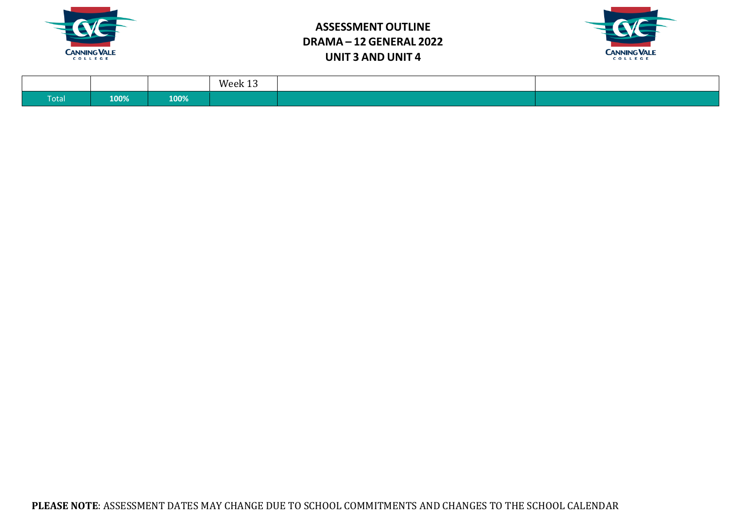# ASSESSMENT OUTLINE
## DRAMA – 12 GENERAL 2022
## UNIT 3 AND UNIT 4

| | | | | | |
|---|---|---|---|---|---|
| | | | Week 13 | | |
| Total | **100%** | **100%** | | | |

**PLEASE NOTE**: ASSESSMENT DATES MAY CHANGE DUE TO SCHOOL COMMITMENTS AND CHANGES TO THE SCHOOL CALENDAR